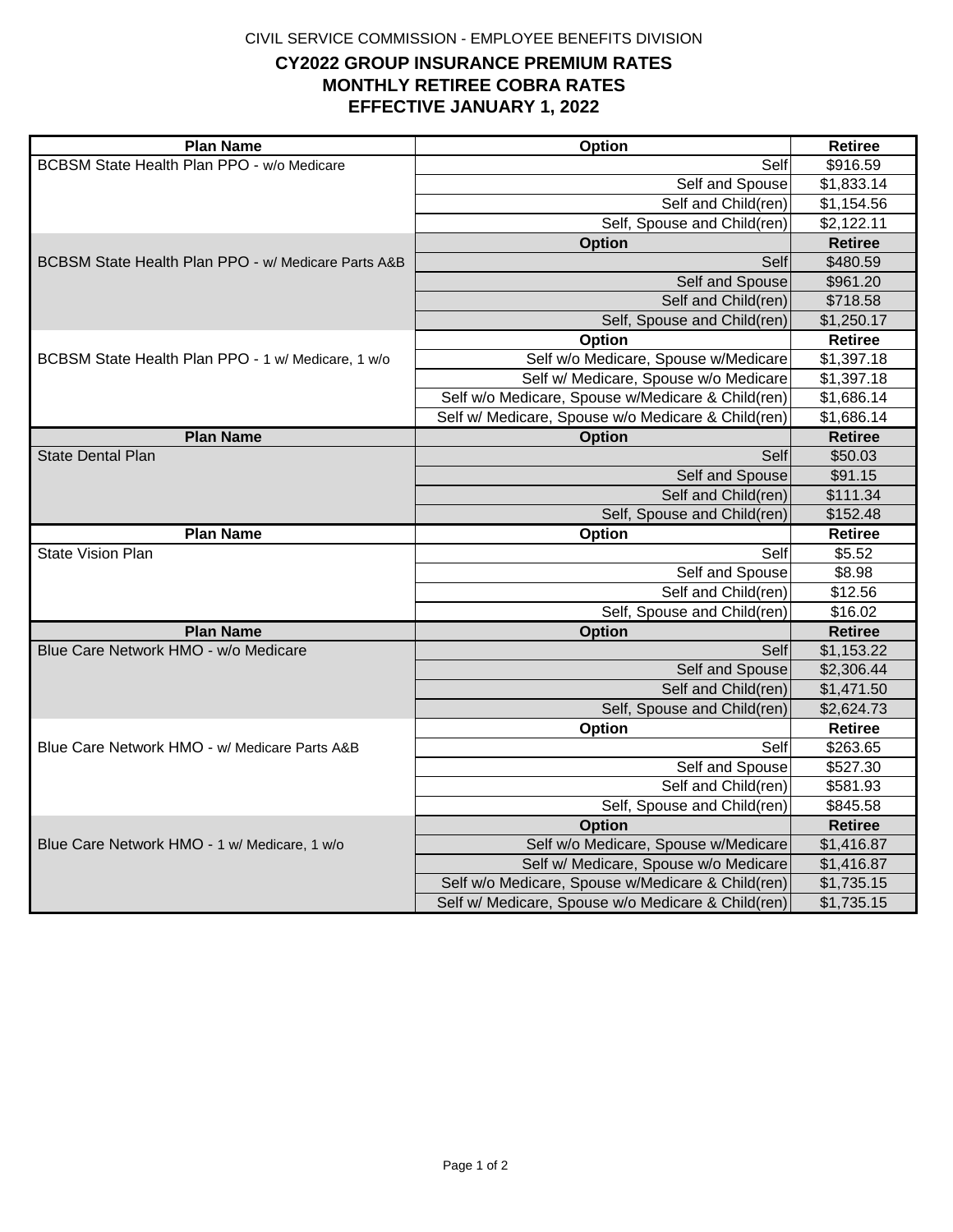CIVIL SERVICE COMMISSION - EMPLOYEE BENEFITS DIVISION

# CY2022 GROUP INSURANCE PREMIUM RATES
## MONTHLY RETIREE COBRA RATES
## EFFECTIVE JANUARY 1, 2022

| Plan Name | Option | Retiree |
|---|---|---|
| BCBSM State Health Plan PPO - w/o Medicare | Self | $916.59 |
| | Self and Spouse | $1,833.14 |
| | Self and Child(ren) | $1,154.56 |
| | Self, Spouse and Child(ren) | $2,122.11 |
| BCBSM State Health Plan PPO - w/ Medicare Parts A&B | **Option** | **Retiree** |
| | Self | $480.59 |
| | Self and Spouse | $961.20 |
| | Self and Child(ren) | $718.58 |
| | Self, Spouse and Child(ren) | $1,250.17 |
| BCBSM State Health Plan PPO - 1 w/ Medicare, 1 w/o | **Option** | **Retiree** |
| | Self w/o Medicare, Spouse w/Medicare | $1,397.18 |
| | Self w/ Medicare, Spouse w/o Medicare | $1,397.18 |
| | Self w/o Medicare, Spouse w/Medicare & Child(ren) | $1,686.14 |
| | Self w/ Medicare, Spouse w/o Medicare & Child(ren) | $1,686.14 |
| **Plan Name** | **Option** | **Retiree** |
| State Dental Plan | Self | $50.03 |
| | Self and Spouse | $91.15 |
| | Self and Child(ren) | $111.34 |
| | Self, Spouse and Child(ren) | $152.48 |
| **Plan Name** | **Option** | **Retiree** |
| State Vision Plan | Self | $5.52 |
| | Self and Spouse | $8.98 |
| | Self and Child(ren) | $12.56 |
| | Self, Spouse and Child(ren) | $16.02 |
| **Plan Name** | **Option** | **Retiree** |
| Blue Care Network HMO - w/o Medicare | Self | $1,153.22 |
| | Self and Spouse | $2,306.44 |
| | Self and Child(ren) | $1,471.50 |
| | Self, Spouse and Child(ren) | $2,624.73 |
| Blue Care Network HMO - w/ Medicare Parts A&B | **Option** | **Retiree** |
| | Self | $263.65 |
| | Self and Spouse | $527.30 |
| | Self and Child(ren) | $581.93 |
| | Self, Spouse and Child(ren) | $845.58 |
| Blue Care Network HMO - 1 w/ Medicare, 1 w/o | **Option** | **Retiree** |
| | Self w/o Medicare, Spouse w/Medicare | $1,416.87 |
| | Self w/ Medicare, Spouse w/o Medicare | $1,416.87 |
| | Self w/o Medicare, Spouse w/Medicare & Child(ren) | $1,735.15 |
| | Self w/ Medicare, Spouse w/o Medicare & Child(ren) | $1,735.15 |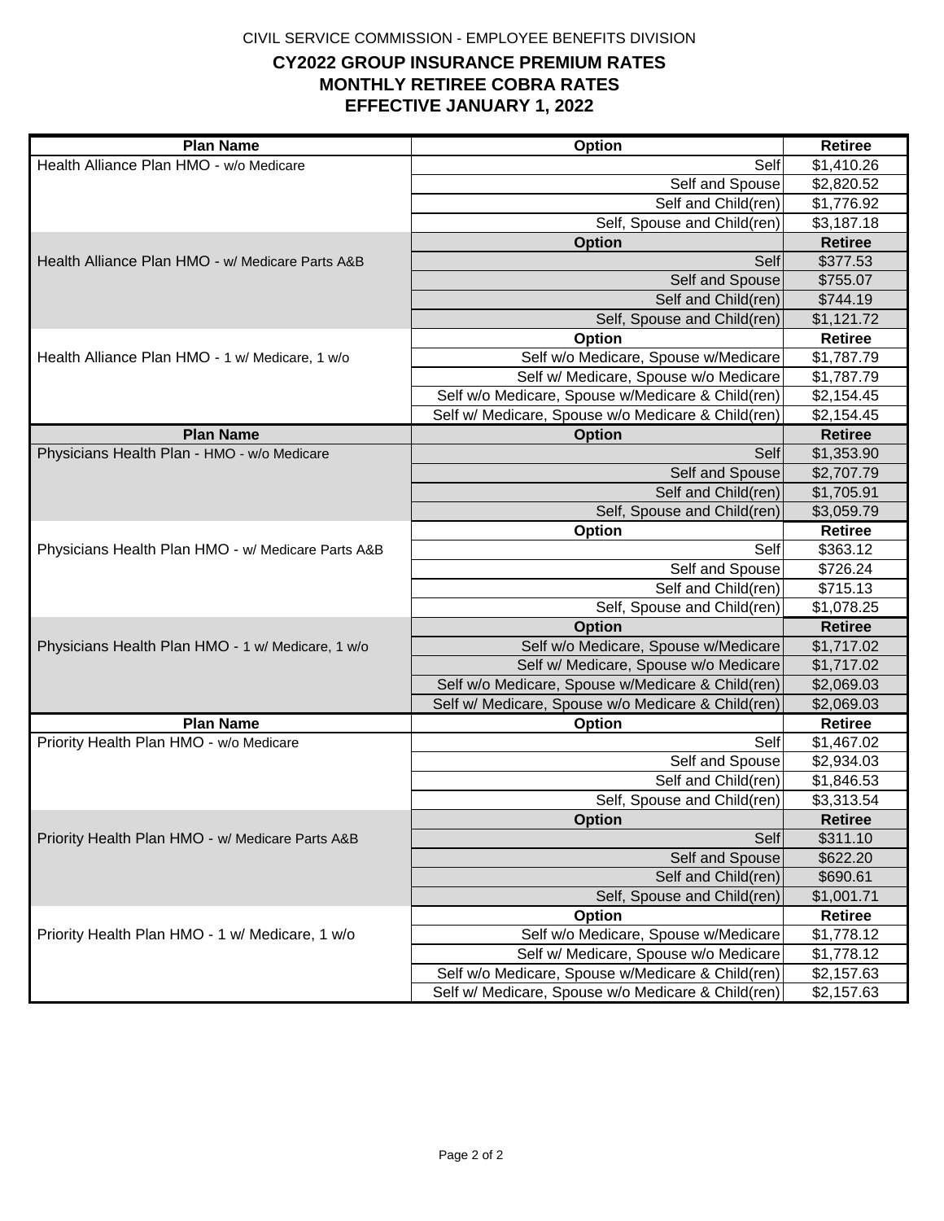CIVIL SERVICE COMMISSION - EMPLOYEE BENEFITS DIVISION

**CY2022 GROUP INSURANCE PREMIUM RATES**
**MONTHLY RETIREE COBRA RATES**
**EFFECTIVE JANUARY 1, 2022**

| Plan Name | Option | Retiree |
|---|---|---|
| Health Alliance Plan HMO - w/o Medicare | Self | $1,410.26 |
| | Self and Spouse | $2,820.52 |
| | Self and Child(ren) | $1,776.92 |
| | Self, Spouse and Child(ren) | $3,187.18 |
| Health Alliance Plan HMO - w/ Medicare Parts A&B | **Option** | **Retiree** |
| | Self | $377.53 |
| | Self and Spouse | $755.07 |
| | Self and Child(ren) | $744.19 |
| | Self, Spouse and Child(ren) | $1,121.72 |
| Health Alliance Plan HMO - 1 w/ Medicare, 1 w/o | **Option** | **Retiree** |
| | Self w/o Medicare, Spouse w/Medicare | $1,787.79 |
| | Self w/ Medicare, Spouse w/o Medicare | $1,787.79 |
| | Self w/o Medicare, Spouse w/Medicare & Child(ren) | $2,154.45 |
| | Self w/ Medicare, Spouse w/o Medicare & Child(ren) | $2,154.45 |
| **Plan Name** | **Option** | **Retiree** |
| Physicians Health Plan - HMO - w/o Medicare | Self | $1,353.90 |
| | Self and Spouse | $2,707.79 |
| | Self and Child(ren) | $1,705.91 |
| | Self, Spouse and Child(ren) | $3,059.79 |
| Physicians Health Plan HMO - w/ Medicare Parts A&B | **Option** | **Retiree** |
| | Self | $363.12 |
| | Self and Spouse | $726.24 |
| | Self and Child(ren) | $715.13 |
| | Self, Spouse and Child(ren) | $1,078.25 |
| Physicians Health Plan HMO - 1 w/ Medicare, 1 w/o | **Option** | **Retiree** |
| | Self w/o Medicare, Spouse w/Medicare | $1,717.02 |
| | Self w/ Medicare, Spouse w/o Medicare | $1,717.02 |
| | Self w/o Medicare, Spouse w/Medicare & Child(ren) | $2,069.03 |
| | Self w/ Medicare, Spouse w/o Medicare & Child(ren) | $2,069.03 |
| **Plan Name** | **Option** | **Retiree** |
| Priority Health Plan HMO - w/o Medicare | Self | $1,467.02 |
| | Self and Spouse | $2,934.03 |
| | Self and Child(ren) | $1,846.53 |
| | Self, Spouse and Child(ren) | $3,313.54 |
| Priority Health Plan HMO - w/ Medicare Parts A&B | **Option** | **Retiree** |
| | Self | $311.10 |
| | Self and Spouse | $622.20 |
| | Self and Child(ren) | $690.61 |
| | Self, Spouse and Child(ren) | $1,001.71 |
| Priority Health Plan HMO - 1 w/ Medicare, 1 w/o | **Option** | **Retiree** |
| | Self w/o Medicare, Spouse w/Medicare | $1,778.12 |
| | Self w/ Medicare, Spouse w/o Medicare | $1,778.12 |
| | Self w/o Medicare, Spouse w/Medicare & Child(ren) | $2,157.63 |
| | Self w/ Medicare, Spouse w/o Medicare & Child(ren) | $2,157.63 |